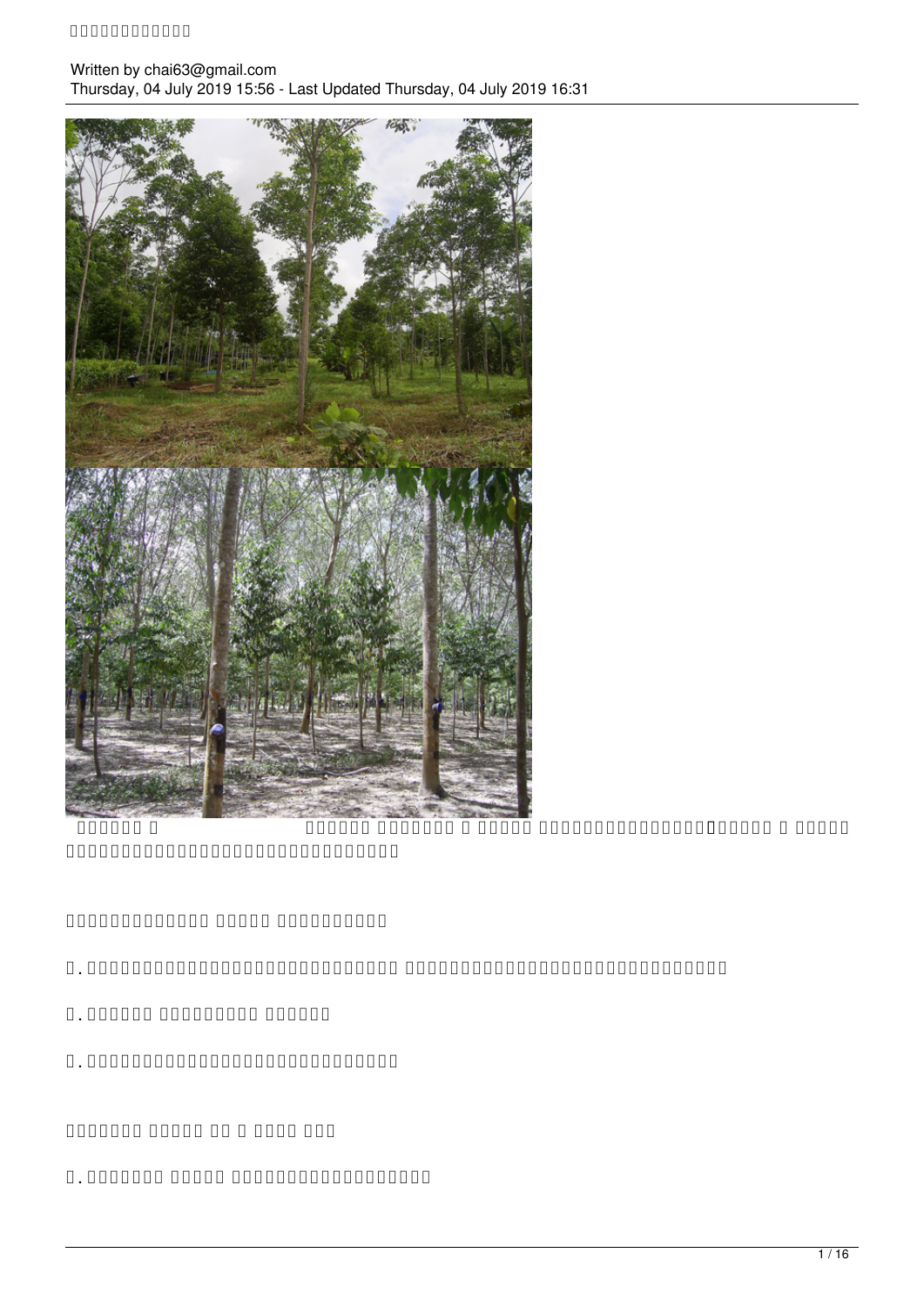Written by chai63@gmail.com
Thursday, 04 July 2019 15:56 - Last Updated Thursday, 04 July 2019 16:31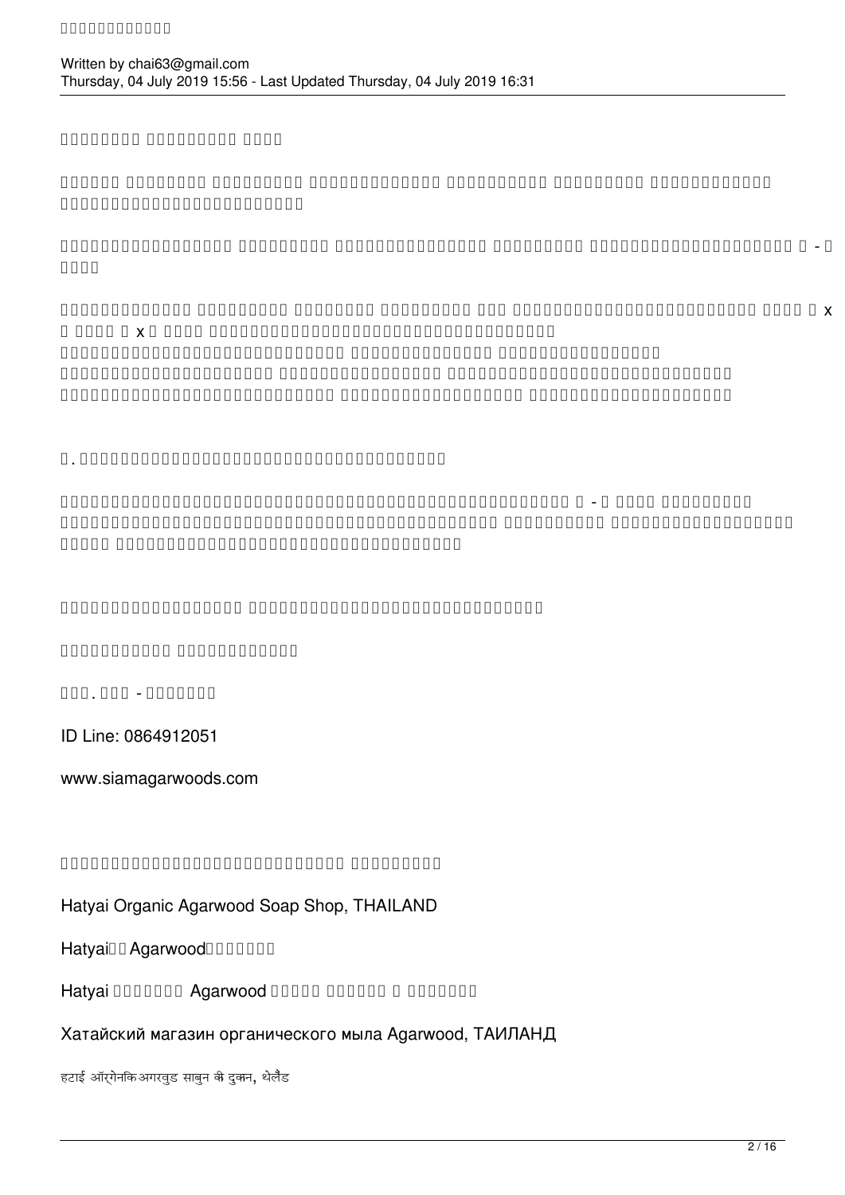ID Line: 0864912051

www.siamagarwoods.com

Hatyai Organic Agarwood Soap Shop, THAILAND

Hatyai Agarwood

Hatyai Agarwood

Хатайский магазин органического мыла Agarwood, ТАИЛАНД

हटाई ऑर्गेनिक अगरवुड साबुन की दुकान, थेलैंड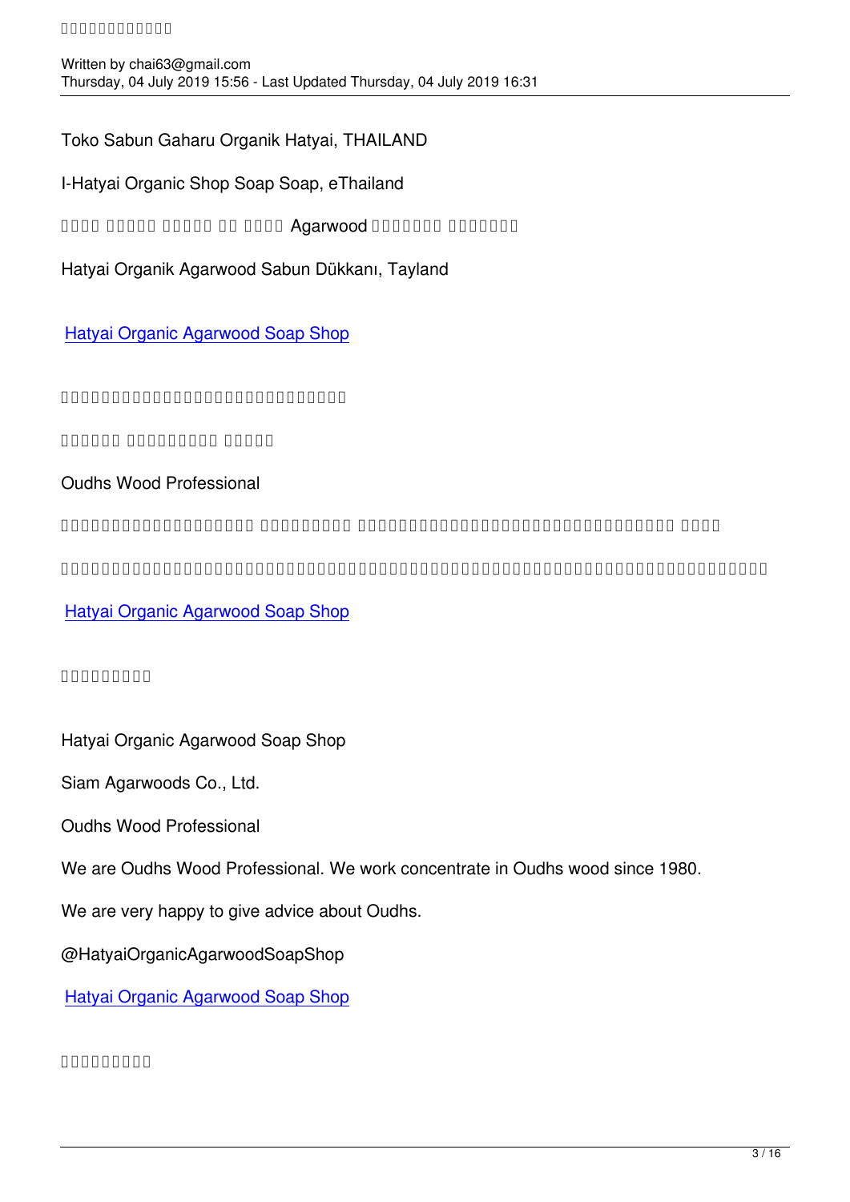Toko Sabun Gaharu Organik Hatyai, THAILAND

I-Hatyai Organic Shop Soap Soap, eThailand

Agarwood

Hatyai Organik Agarwood Sabun Dükkanı, Tayland

Hatyai Organic Agarwood Soap Shop

Oudhs Wood Professional

Hatyai Organic Agarwood Soap Shop

Hatyai Organic Agarwood Soap Shop

Siam Agarwoods Co., Ltd.

Oudhs Wood Professional

We are Oudhs Wood Professional. We work concentrate in Oudhs wood since 1980.

We are very happy to give advice about Oudhs.

@HatyaiOrganicAgarwoodSoapShop

Hatyai Organic Agarwood Soap Shop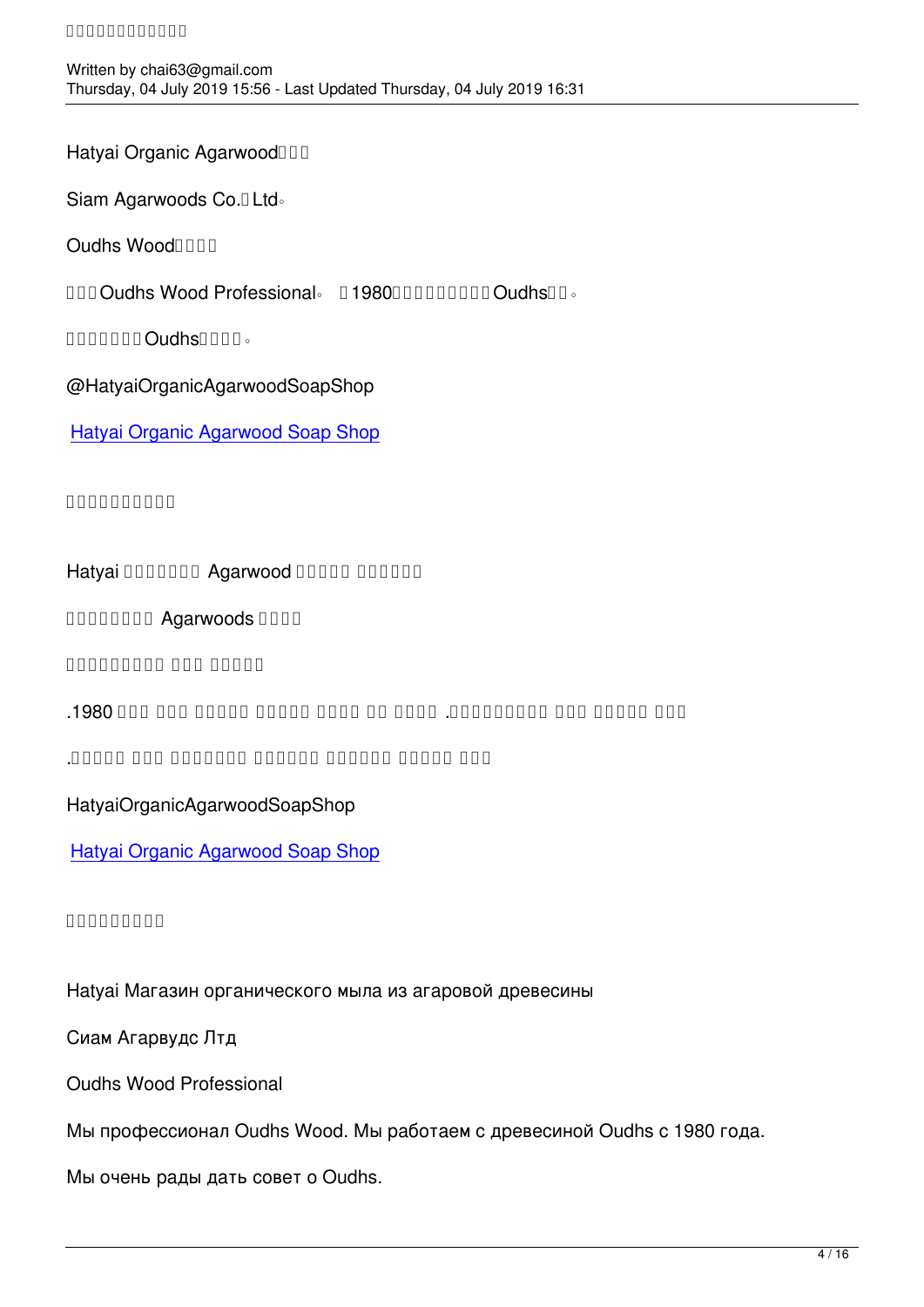Hatyai Organic Agarwood□□□

Siam Agarwoods Co.□Ltd。

Oudhs Wood□□□□

□□□Oudhs Wood Professional。 □1980□□□□□□□□□Oudhs□□。

□□□□□□□Oudhs□□□□。

@HatyaiOrganicAgarwoodSoapShop

Hatyai Organic Agarwood Soap Shop

□□□□□□□□□□

Hatyai □□□□□□□ Agarwood □□□□□ □□□□□□

□□□□□□□□ Agarwoods □□□□

□□□□□□□□□ □□□ □□□□□

.1980 □□□ □□□ □□□□□ □□□□□ □□□□ □□ □□□□ .□□□□□□□□□ □□□ □□□□□ □□□

.□□□□□ □□□ □□□□□□□□ □□□□□□ □□□□□□ □□□□□ □□□

HatyaiOrganicAgarwoodSoapShop

Hatyai Organic Agarwood Soap Shop

□□□□□□□□□

Hatyai Магазин органического мыла из агаровой древесины

Сиам Агарвудс Лтд

Oudhs Wood Professional

Мы профессионал Oudhs Wood. Мы работаем с древесиной Oudhs с 1980 года.

Мы очень рады дать совет о Oudhs.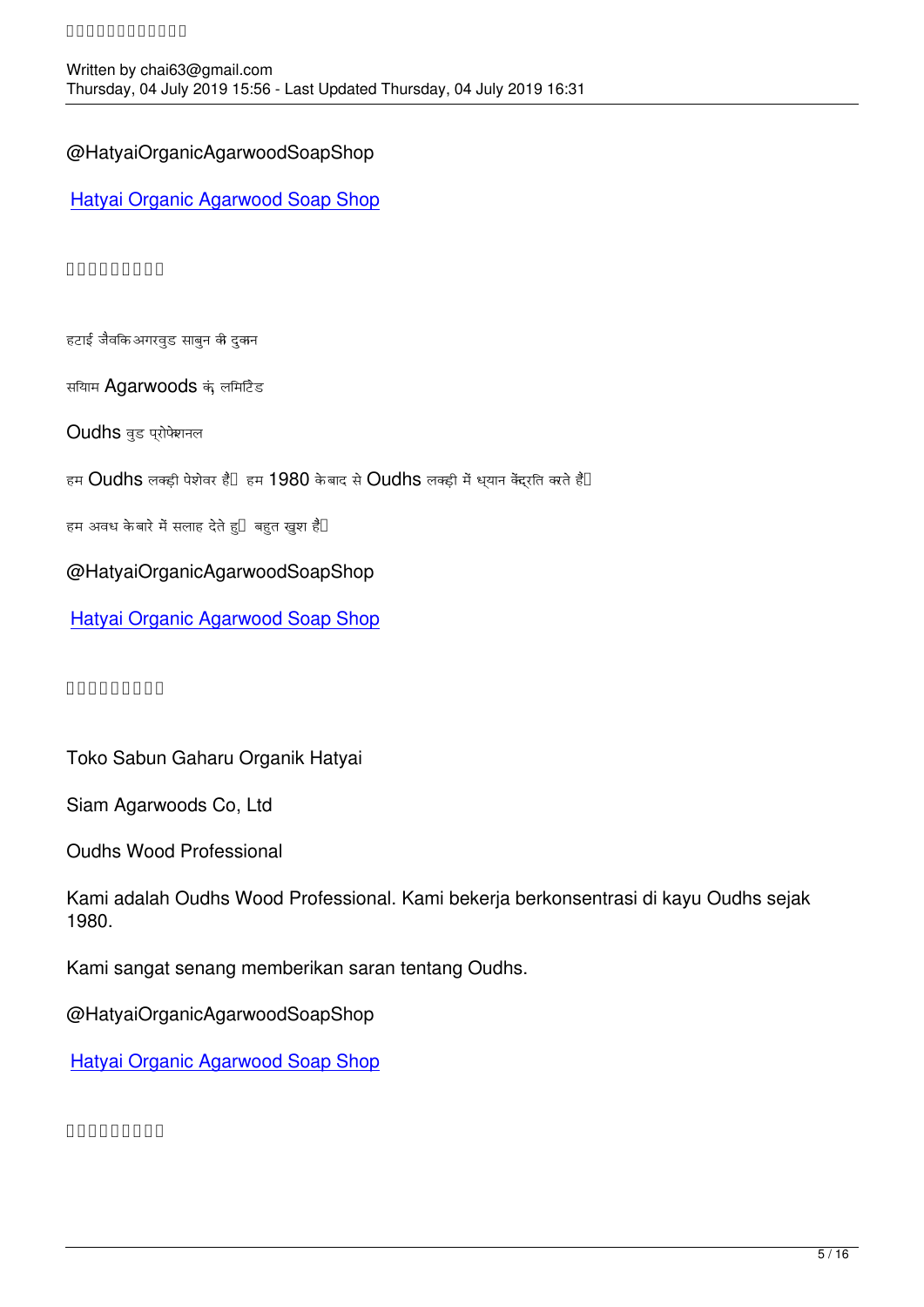@HatyaiOrganicAgarwoodSoapShop

[Hatyai Organic Agarwood Soap Shop]

□□□□□□□□□

हटाई जैविक अगरवुड साबुन की दुकान

सियाम Agarwoods कं, लिमिटेड

Oudhs वुड प्रोफेशनल

हम Oudhs लकड़ी पेशेवर हैं। हम 1980 के बाद से Oudhs लकड़ी में ध्यान केंद्रित करते हैं।

हम अवध के बारे में सलाह देते हुए बहुत खुश हैं।

@HatyaiOrganicAgarwoodSoapShop

[Hatyai Organic Agarwood Soap Shop]

□□□□□□□□□

Toko Sabun Gaharu Organik Hatyai

Siam Agarwoods Co, Ltd

Oudhs Wood Professional

Kami adalah Oudhs Wood Professional. Kami bekerja berkonsentrasi di kayu Oudhs sejak 1980.

Kami sangat senang memberikan saran tentang Oudhs.

@HatyaiOrganicAgarwoodSoapShop

[Hatyai Organic Agarwood Soap Shop]

□□□□□□□□□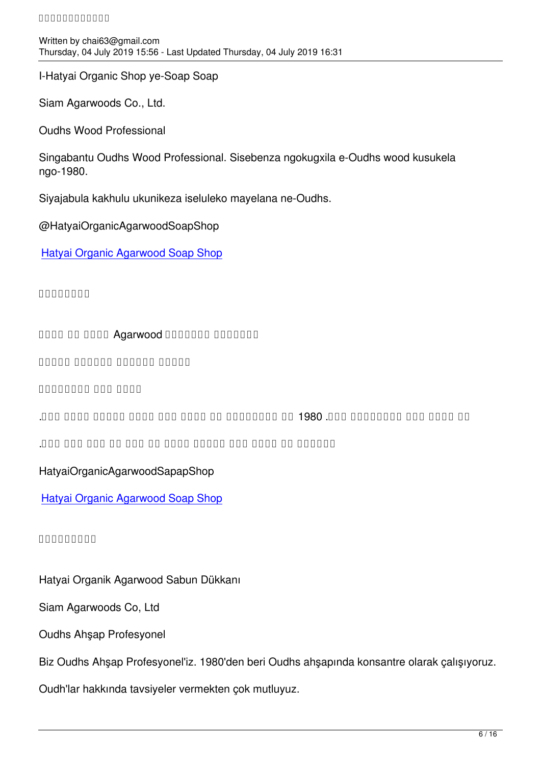I-Hatyai Organic Shop ye-Soap Soap

Siam Agarwoods Co., Ltd.

Oudhs Wood Professional

Singabantu Oudhs Wood Professional. Sisebenza ngokugxila e-Oudhs wood kusukela ngo-1980.

Siyajabula kakhulu ukunikeza iseluleko mayelana ne-Oudhs.

@HatyaiOrganicAgarwoodSoapShop

[Hatyai Organic Agarwood Soap Shop]

□□□□□□□□

□□□□ □□ □□□□ Agarwood □□□□□□□ □□□□□□□

□□□□□ □□□□□□ □□□□□□ □□□□□

□□□□□□□□ □□□ □□□□

.□□□ □□□□ □□□□□ □□□□ □□□ □□□□ □□ □□□□□□□□ □□ 1980 .□□□ □□□□□□□□□ □□□ □□□□ □□

.□□□ □□□ □□□ □□ □□□ □□ □□□□ □□□□□ □□□ □□□□ □□ □□□□□□

HatyaiOrganicAgarwoodSapapShop

[Hatyai Organic Agarwood Soap Shop]

□□□□□□□□□

Hatyai Organik Agarwood Sabun Dükkanı

Siam Agarwoods Co, Ltd

Oudhs Ahşap Profesyonel

Biz Oudhs Ahşap Profesyonel'iz. 1980'den beri Oudhs ahşapında konsantre olarak çalışıyoruz.

Oudh'lar hakkında tavsiyeler vermekten çok mutluyuz.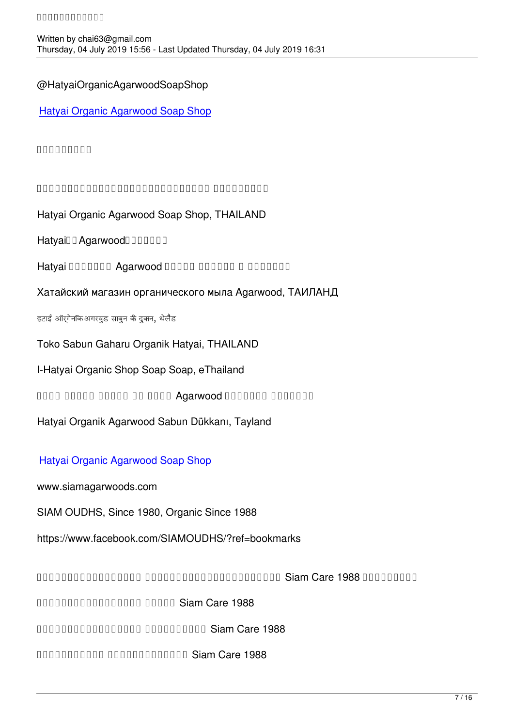@HatyaiOrganicAgarwoodSoapShop

Hatyai Organic Agarwood Soap Shop

□□□□□□□□□

□□□□□□□□□□□□□□□□□□□□□□□□□□□□□□□□ □□□□□□□□□

Hatyai Organic Agarwood Soap Shop, THAILAND

Hatyai□□ Agarwood□□□□□□□

Hatyai □□□□□□□ Agarwood □□□□□ □□□□□□□ □ □□□□□□□

Хатайский магазин органического мыла Agarwood, ТАИЛАНД

हटाई ऑर्गेनिक अगरवुड साबुन की दुकान, थेलैंड

Toko Sabun Gaharu Organik Hatyai, THAILAND

I-Hatyai Organic Shop Soap Soap, eThailand

□□□□ □□□□□ □□□□□ □□ □□□□ Agarwood □□□□□□□ □□□□□□□

Hatyai Organik Agarwood Sabun Dükkanı, Tayland

Hatyai Organic Agarwood Soap Shop

www.siamagarwoods.com

SIAM OUDHS, Since 1980, Organic Since 1988

https://www.facebook.com/SIAMOUDHS/?ref=bookmarks

□□□□□□□□□□□□□□□□□□ □□□□□□□□□□□□□□□□□□□□□□□□ Siam Care 1988 □□□□□□□□□

□□□□□□□□□□□□□□□□□□ □□□□□□ Siam Care 1988

□□□□□□□□□□□□□□□□□□ □□□□□□□□□□ Siam Care 1988

□□□□□□□□□□□ □□□□□□□□□□□□□□ Siam Care 1988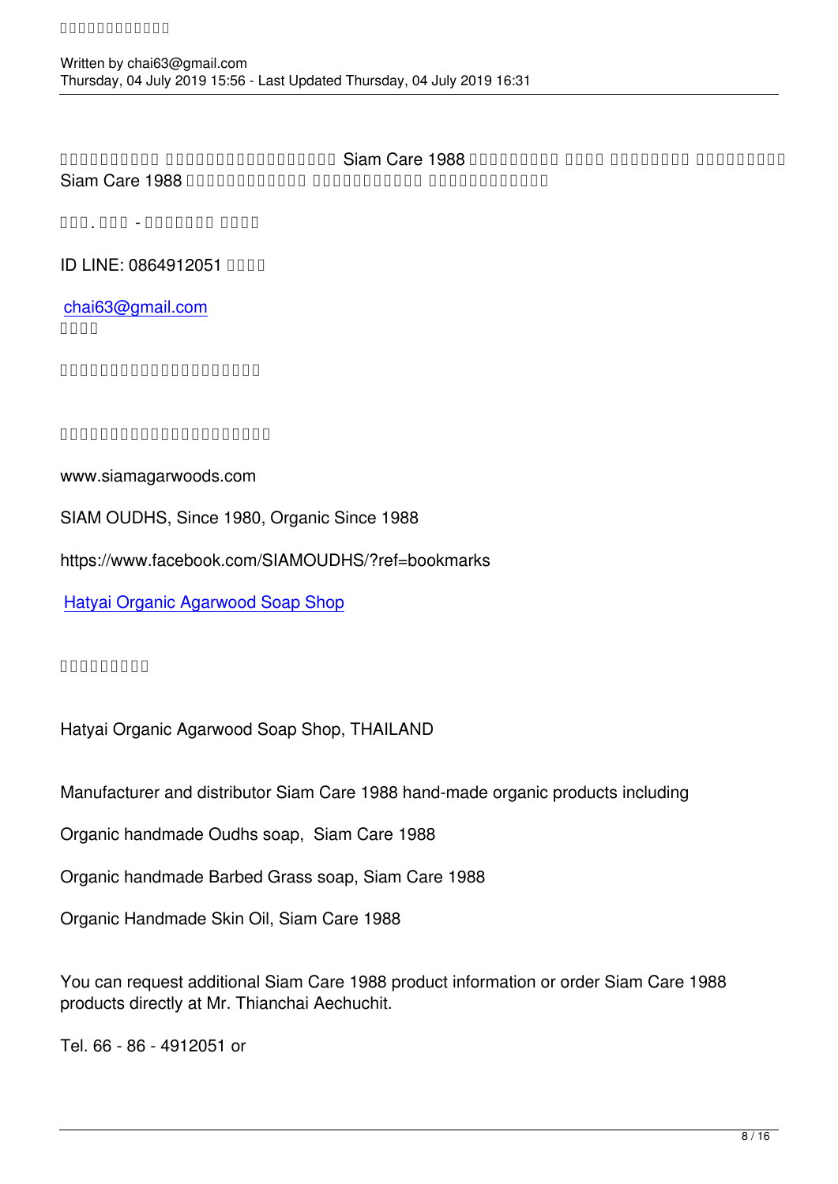□□□□□□□□□□ □□□□□□□□□□□□□□□□□□□ Siam Care 1988 □□□□□□□□□□ □□□□□ □□□□□□□□□ □□□□□□□□□□ Siam Care 1988 □□□□□□□□□□□□□ □□□□□□□□□□□□ □□□□□□□□□□□□□□

□□□. □□□ - □□□□□□□□ □□□□□

ID LINE: 0864912051 □□□□

[chai63@gmail.com](mailto:chai63@gmail.com)
□□□□

□□□□□□□□□□□□□□□□□□□□□□□

□□□□□□□□□□□□□□□□□□□□□□□□

www.siamagarwoods.com

SIAM OUDHS, Since 1980, Organic Since 1988

https://www.facebook.com/SIAMOUDHS/?ref=bookmarks

[Hatyai Organic Agarwood Soap Shop]()

□□□□□□□□□□

Hatyai Organic Agarwood Soap Shop, THAILAND

Manufacturer and distributor Siam Care 1988 hand-made organic products including

Organic handmade Oudhs soap, Siam Care 1988

Organic handmade Barbed Grass soap, Siam Care 1988

Organic Handmade Skin Oil, Siam Care 1988

You can request additional Siam Care 1988 product information or order Siam Care 1988 products directly at Mr. Thianchai Aechuchit.

Tel. 66 - 86 - 4912051 or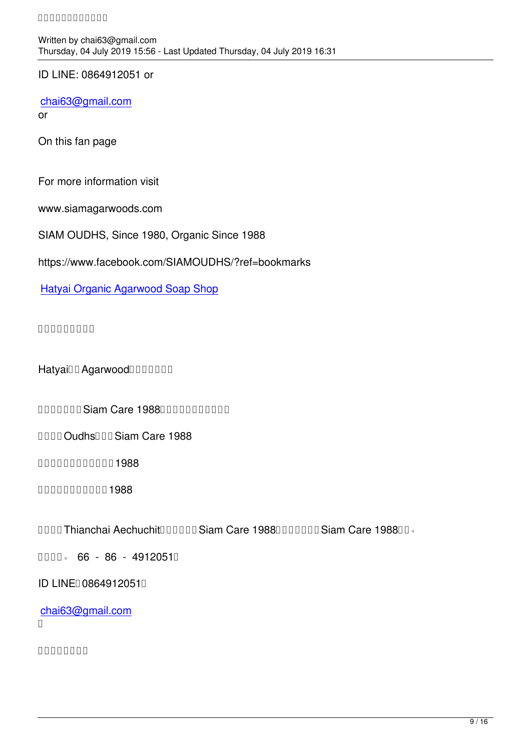ID LINE: 0864912051 or

chai63@gmail.com
or

On this fan page

For more information visit

www.siamagarwoods.com

SIAM OUDHS, Since 1980, Organic Since 1988

https://www.facebook.com/SIAMOUDHS/?ref=bookmarks

Hatyai Organic Agarwood Soap Shop

□□□□□□□□□

Hatyai□□ Agarwood□□□□□□□

□□□□□□□ Siam Care 1988□□□□□□□□□□□

□□□□ Oudhs□□□ Siam Care 1988

□□□□□□□□□□□□1988

□□□□□□□□□□□1988

□□□□ Thianchai Aechuchit□□□□□□ Siam Care 1988□□□□□□□ Siam Care 1988□□。

□□□□。 66 - 86 - 4912051□

ID LINE□ 0864912051□

chai63@gmail.com
□

□□□□□□□□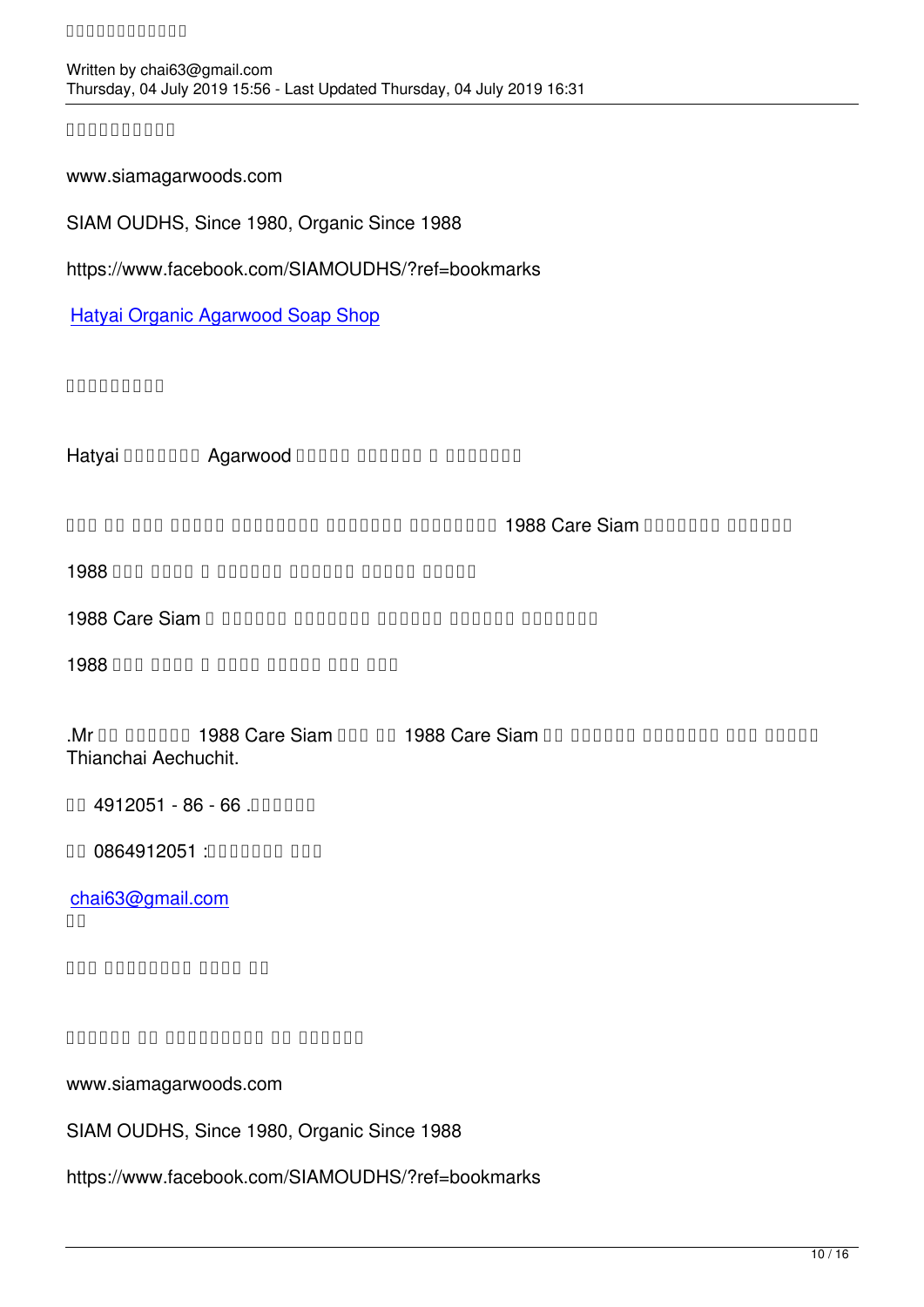□□□□□□□□□□

www.siamagarwoods.com

SIAM OUDHS, Since 1980, Organic Since 1988

https://www.facebook.com/SIAMOUDHS/?ref=bookmarks

[Hatyai Organic Agarwood Soap Shop](Hatyai Organic Agarwood Soap Shop)

□□□□□□□□□

Hatyai □□□□□□□□ Agarwood □□□□□ □□□□□□□ □ □□□□□□□□

□□□ □□ □□□ □□□□□□ □□□□□□□□□ □□□□□□□□ □□□□□□□□□ 1988 Care Siam □□□□□□□□ □□□□□□□

1988 □□□ □□□□□ □ □□□□□□□ □□□□□□□ □□□□□□ □□□□□□

1988 Care Siam □ □□□□□□□ □□□□□□□□ □□□□□□□ □□□□□□□ □□□□□□□□

1988 □□□ □□□□□ □ □□□□□ □□□□□□ □□□□ □□□

.Mr □□ □□□□□□ 1988 Care Siam □□□ □□ 1988 Care Siam □□ □□□□□□□ □□□□□□□□ □□□□ □□□□□□ Thianchai Aechuchit.

□□ 4912051 - 86 - 66 .□□□□□□□

□□ 0864912051 :□□□□□□□□ □□□□

chai63@gmail.com
□□

□□□ □□□□□□□□□ □□□□□ □□

□□□□□□ □□ □□□□□□□□□□ □□ □□□□□□□

www.siamagarwoods.com

SIAM OUDHS, Since 1980, Organic Since 1988

https://www.facebook.com/SIAMOUDHS/?ref=bookmarks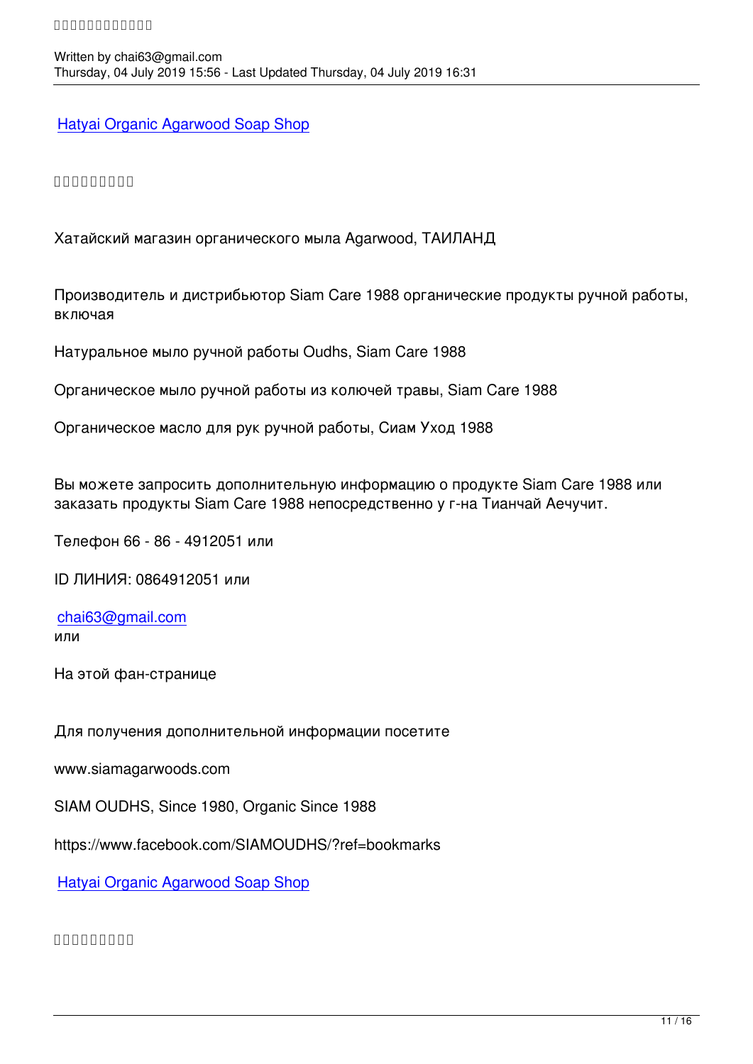Hatyai Organic Agarwood Soap Shop

□□□□□□□□□

Хатайский магазин органического мыла Agarwood, ТАИЛАНД

Производитель и дистрибьютор Siam Care 1988 органические продукты ручной работы, включая

Натуральное мыло ручной работы Oudhs, Siam Care 1988

Органическое мыло ручной работы из колючей травы, Siam Care 1988

Органическое масло для рук ручной работы, Сиам Уход 1988

Вы можете запросить дополнительную информацию о продукте Siam Care 1988 или заказать продукты Siam Care 1988 непосредственно у г-на Тианчай Аечучит.

Телефон 66 - 86 - 4912051 или

ID ЛИНИЯ: 0864912051 или

chai63@gmail.com
или

На этой фан-странице

Для получения дополнительной информации посетите

www.siamagarwoods.com

SIAM OUDHS, Since 1980, Organic Since 1988

https://www.facebook.com/SIAMOUDHS/?ref=bookmarks

Hatyai Organic Agarwood Soap Shop

□□□□□□□□□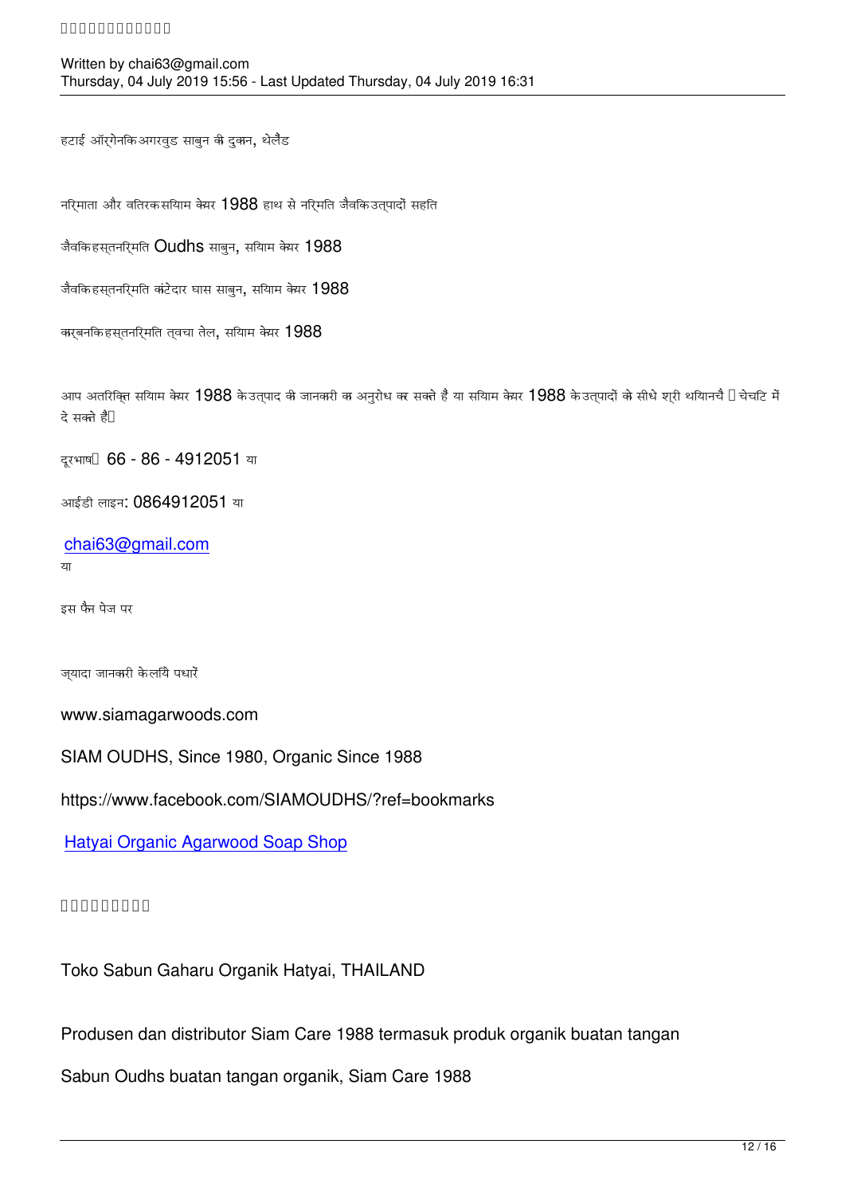हटाई ऑर्गेनिक अगरवुड साबुन की दुकान, थेलैंड

निर्माता और वितरक सियाम केयर 1988 हाथ से निर्मित जैविक उत्पादों सहित

जैविक हस्तनिर्मित Oudhs साबुन, सियाम केयर 1988

जैविक हस्तनिर्मित कांटेदार घास साबुन, सियाम केयर 1988

कार्बनिक हस्तनिर्मित त्वचा तेल, सियाम केयर 1988

आप अतिरिक्त सियाम केयर 1988 के उत्पाद की जानकारी का अनुरोध कर सकते हैं या सियाम केयर 1988 के उत्पादों को सीधे श्री थयानचै  चेचटि में दे सकते हैं

दूरभाष 66 - 86 - 4912051 या

आईडी लाइन: 0864912051 या

[chai63@gmail.com](mailto:chai63@gmail.com)
या

इस फैन पेज पर

ज्यादा जानकारी के लिये पधारें

www.siamagarwoods.com

SIAM OUDHS, Since 1980, Organic Since 1988

https://www.facebook.com/SIAMOUDHS/?ref=bookmarks

[Hatyai Organic Agarwood Soap Shop]()

Toko Sabun Gaharu Organik Hatyai, THAILAND

Produsen dan distributor Siam Care 1988 termasuk produk organik buatan tangan

Sabun Oudhs buatan tangan organik, Siam Care 1988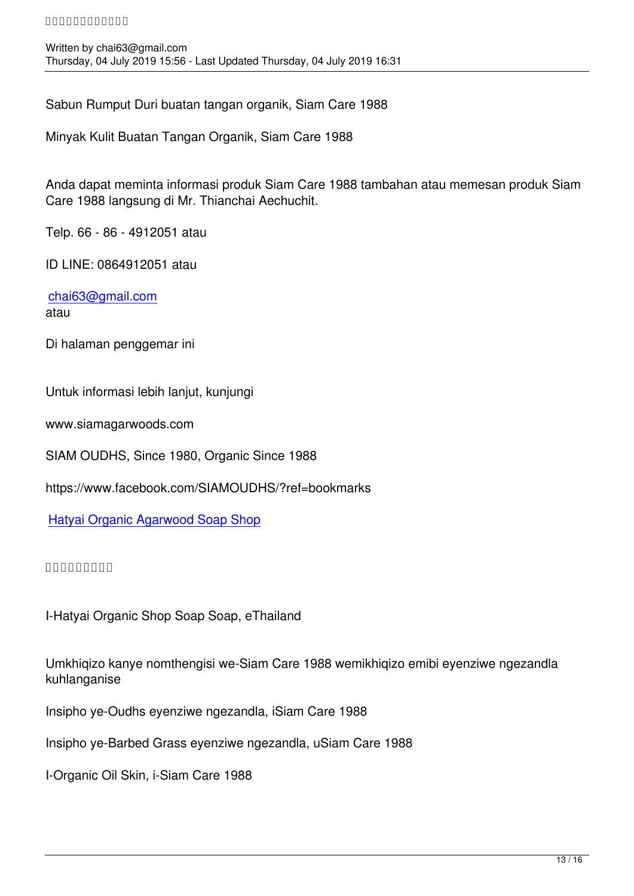Sabun Rumput Duri buatan tangan organik, Siam Care 1988

Minyak Kulit Buatan Tangan Organik, Siam Care 1988

Anda dapat meminta informasi produk Siam Care 1988 tambahan atau memesan produk Siam Care 1988 langsung di Mr. Thianchai Aechuchit.

Telp. 66 - 86 - 4912051 atau

ID LINE: 0864912051 atau

chai63@gmail.com
atau

Di halaman penggemar ini

Untuk informasi lebih lanjut, kunjungi

www.siamagarwoods.com

SIAM OUDHS, Since 1980, Organic Since 1988

https://www.facebook.com/SIAMOUDHS/?ref=bookmarks

Hatyai Organic Agarwood Soap Shop

I-Hatyai Organic Shop Soap Soap, eThailand

Umkhiqizo kanye nomthengisi we-Siam Care 1988 wemikhiqizo emibi eyenziwe ngezandla kuhlanganise

Insipho ye-Oudhs eyenziwe ngezandla, iSiam Care 1988

Insipho ye-Barbed Grass eyenziwe ngezandla, uSiam Care 1988

I-Organic Oil Skin, i-Siam Care 1988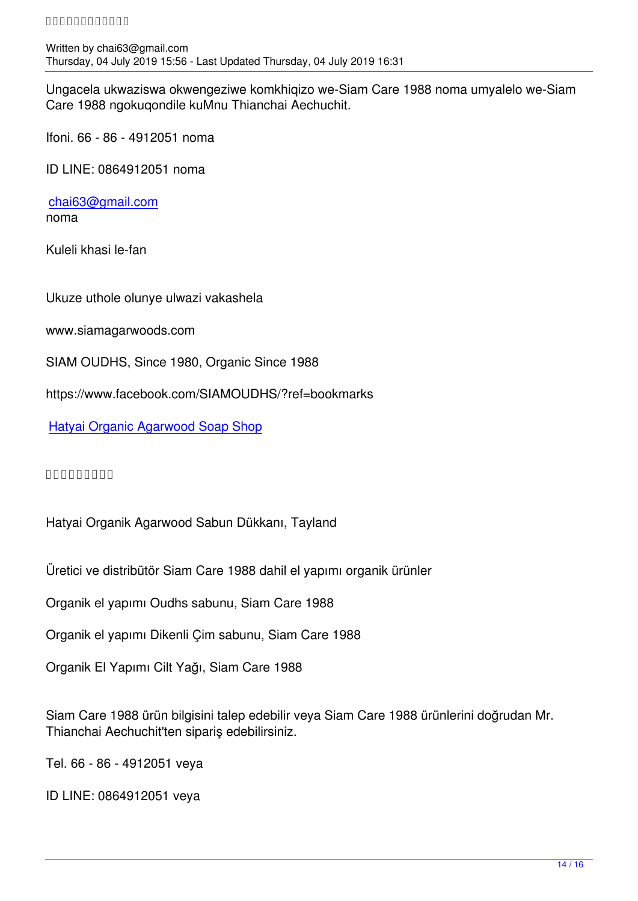Ungacela ukwaziswa okwengeziwe komkhiqizo we-Siam Care 1988 noma umyalelo we-Siam Care 1988 ngokuqondile kuMnu Thianchai Aechuchit.

Ifoni. 66 - 86 - 4912051 noma

ID LINE: 0864912051 noma

chai63@gmail.com
noma

Kuleli khasi le-fan

Ukuze uthole olunye ulwazi vakashela

www.siamagarwoods.com

SIAM OUDHS, Since 1980, Organic Since 1988

https://www.facebook.com/SIAMOUDHS/?ref=bookmarks

Hatyai Organic Agarwood Soap Shop

Hatyai Organik Agarwood Sabun Dükkanı, Tayland

Üretici ve distribütör Siam Care 1988 dahil el yapımı organik ürünler

Organik el yapımı Oudhs sabunu, Siam Care 1988

Organik el yapımı Dikenli Çim sabunu, Siam Care 1988

Organik El Yapımı Cilt Yağı, Siam Care 1988

Siam Care 1988 ürün bilgisini talep edebilir veya Siam Care 1988 ürünlerini doğrudan Mr. Thianchai Aechuchit'ten sipariş edebilirsiniz.

Tel. 66 - 86 - 4912051 veya

ID LINE: 0864912051 veya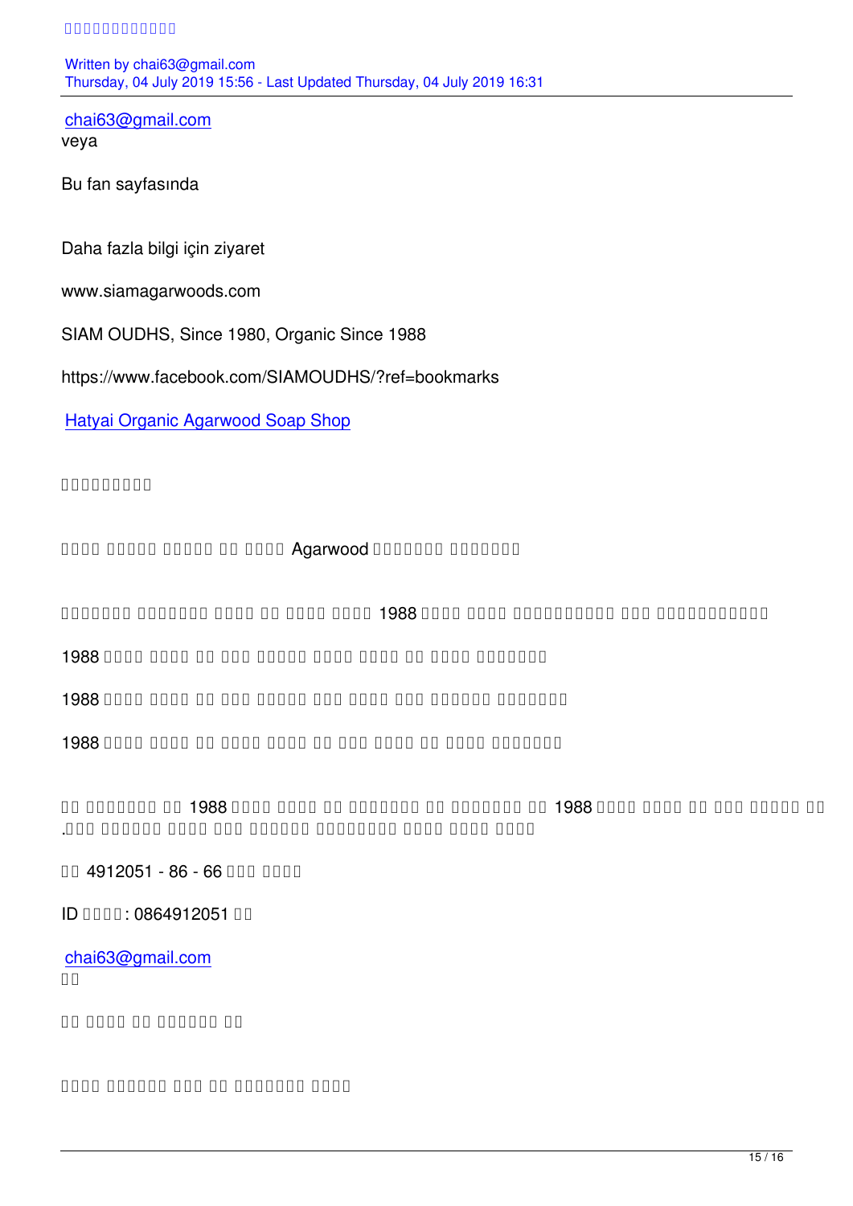chai63@gmail.com
veya

Bu fan sayfasında

Daha fazla bilgi için ziyaret

www.siamagarwoods.com

SIAM OUDHS, Since 1980, Organic Since 1988

https://www.facebook.com/SIAMOUDHS/?ref=bookmarks

Hatyai Organic Agarwood Soap Shop

□□□□□□□□□

□□□□ □□□□□ □□□□□ □□ □□□□ Agarwood □□□□□□□ □□□□□□□

□□□□□□□ □□□□□□□ □□□□ □□ □□□□ □□□□ 1988 □□□□ □□□□ □□□□□□□□□□ □□□ □□□□□□□□□□□

1988 □□□□ □□□□ □□ □□□ □□□□□ □□□□ □□□□ □□ □□□□ □□□□□□□

1988 □□□□ □□□□ □□ □□□ □□□□□ □□□ □□□□ □□□ □□□□□□ □□□□□□□

1988 □□□□ □□□□ □□ □□□□ □□□□ □□ □□□ □□□□ □□ □□□□ □□□□□□□

□□ □□□□□□□ □□ 1988 □□□□ □□□□ □□ □□□□□□□ □□ □□□□□□□ □□ 1988 □□□□ □□□□ □□ □□□ □□□□□ □□ .□□□ □□□□□□ □□□□ □□□ □□□□□□ □□□□□□□□ □□□□ □□□□ □□□□

□□ 4912051 - 86 - 66 □□□ □□□□

ID □□□□: 0864912051 □□

chai63@gmail.com
□□

□□ □□□□ □□ □□□□□□ □□

□□□□ □□□□□□ □□□ □□ □□□□□□□ □□□□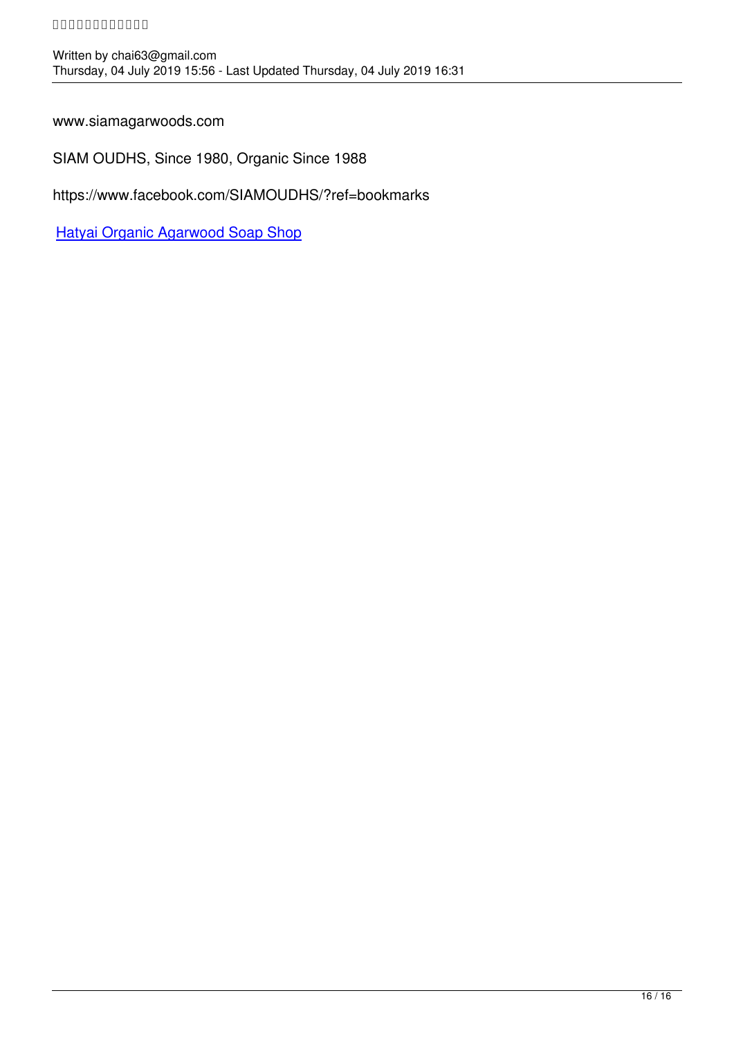www.siamagarwoods.com

SIAM OUDHS, Since 1980, Organic Since 1988

https://www.facebook.com/SIAMOUDHS/?ref=bookmarks

Hatyai Organic Agarwood Soap Shop